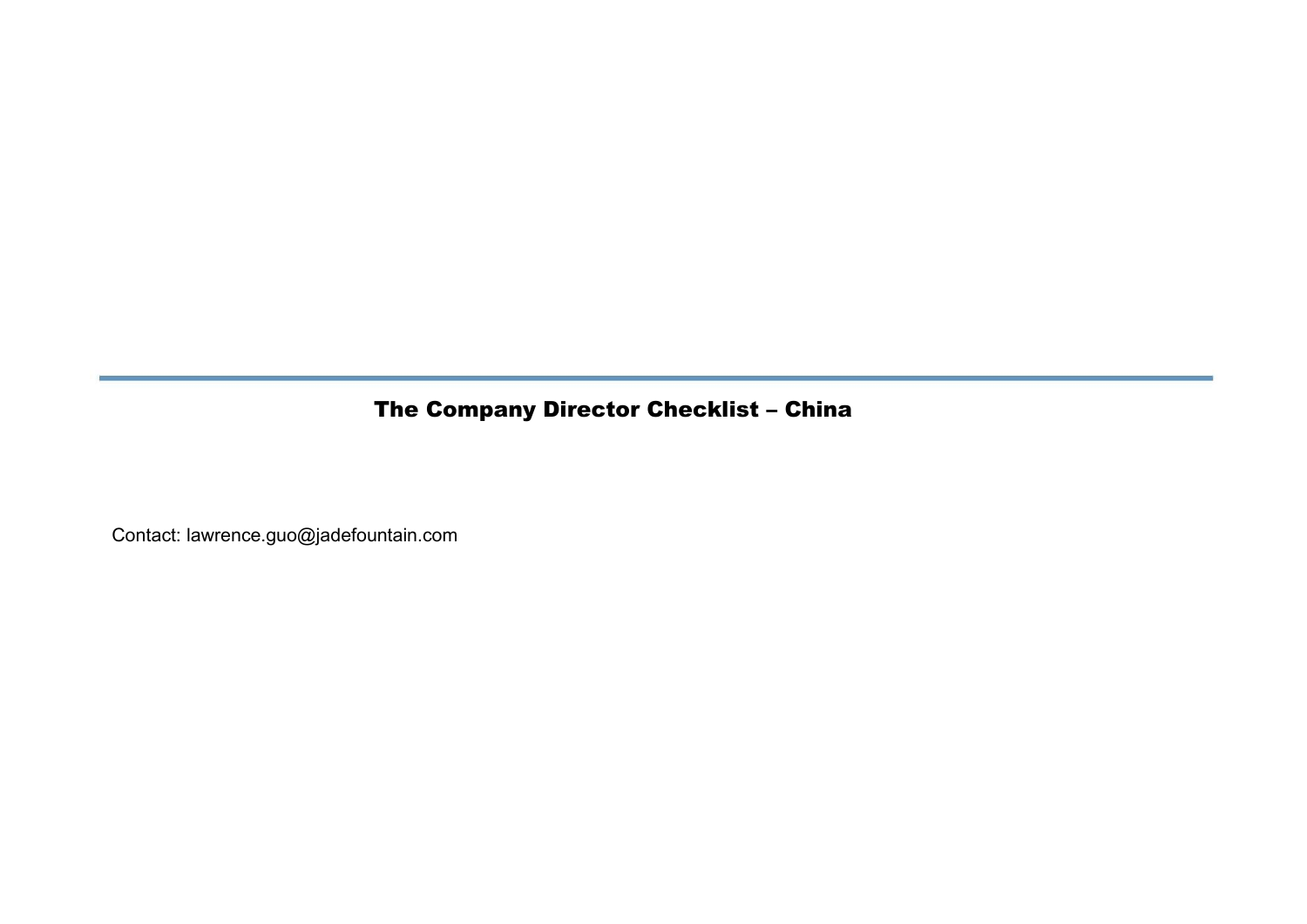# The Company Director Checklist – China

Contact: lawrence.guo@jadefountain.com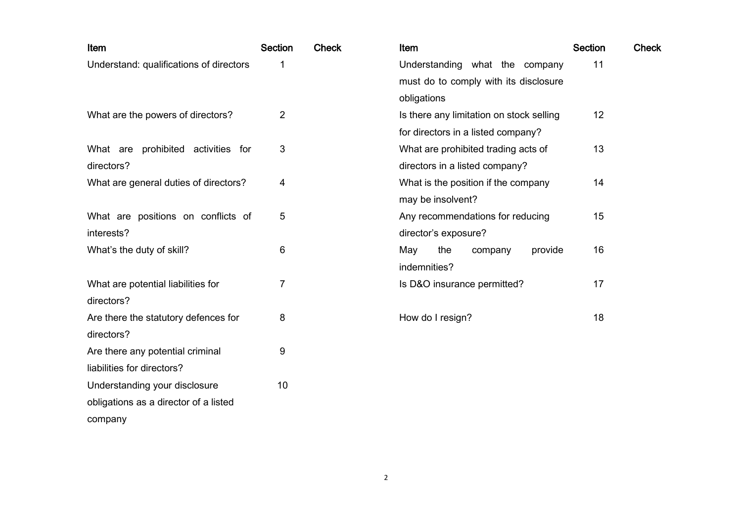| Item | Section | Check |
|---|---|---|
| Understand: qualifications of directors | 1 | |
| What are the powers of directors? | 2 | |
| What are prohibited activities for directors? | 3 | |
| What are general duties of directors? | 4 | |
| What are positions on conflicts of interests? | 5 | |
| What's the duty of skill? | 6 | |
| What are potential liabilities for directors? | 7 | |
| Are there the statutory defences for directors? | 8 | |
| Are there any potential criminal liabilities for directors? | 9 | |
| Understanding your disclosure obligations as a director of a listed company | 10 | |
| Understanding what the company must do to comply with its disclosure obligations | 11 | |
| Is there any limitation on stock selling for directors in a listed company? | 12 | |
| What are prohibited trading acts of directors in a listed company? | 13 | |
| What is the position if the company may be insolvent? | 14 | |
| Any recommendations for reducing director's exposure? | 15 | |
| May the company provide indemnities? | 16 | |
| Is D&O insurance permitted? | 17 | |
| How do I resign? | 18 | |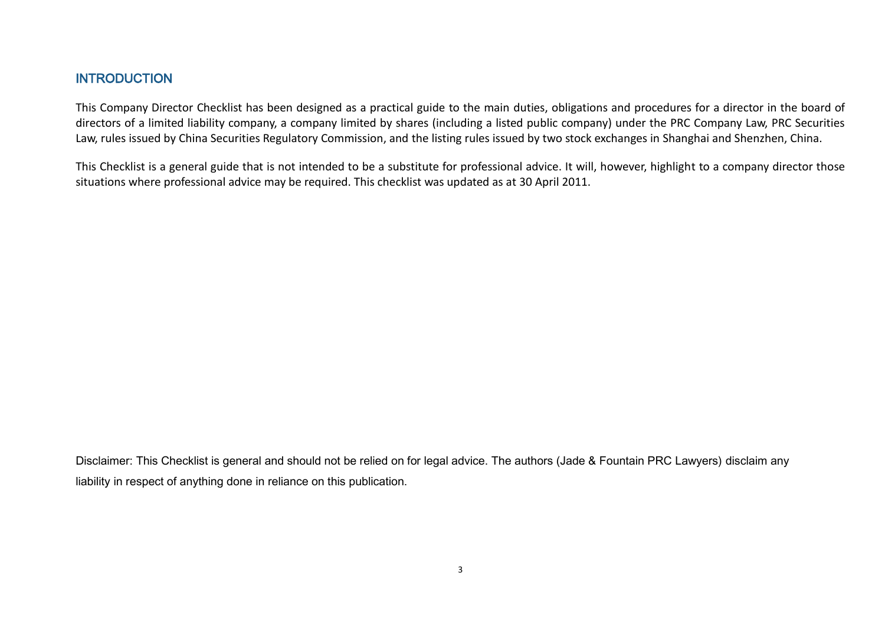## INTRODUCTION

This Company Director Checklist has been designed as a practical guide to the main duties, obligations and procedures for a director in the board of directors of a limited liability company, a company limited by shares (including a listed public company) under the PRC Company Law, PRC Securities Law, rules issued by China Securities Regulatory Commission, and the listing rules issued by two stock exchanges in Shanghai and Shenzhen, China.

This Checklist is a general guide that is not intended to be a substitute for professional advice. It will, however, highlight to a company director those situations where professional advice may be required. This checklist was updated as at 30 April 2011.

Disclaimer: This Checklist is general and should not be relied on for legal advice. The authors (Jade & Fountain PRC Lawyers) disclaim any liability in respect of anything done in reliance on this publication.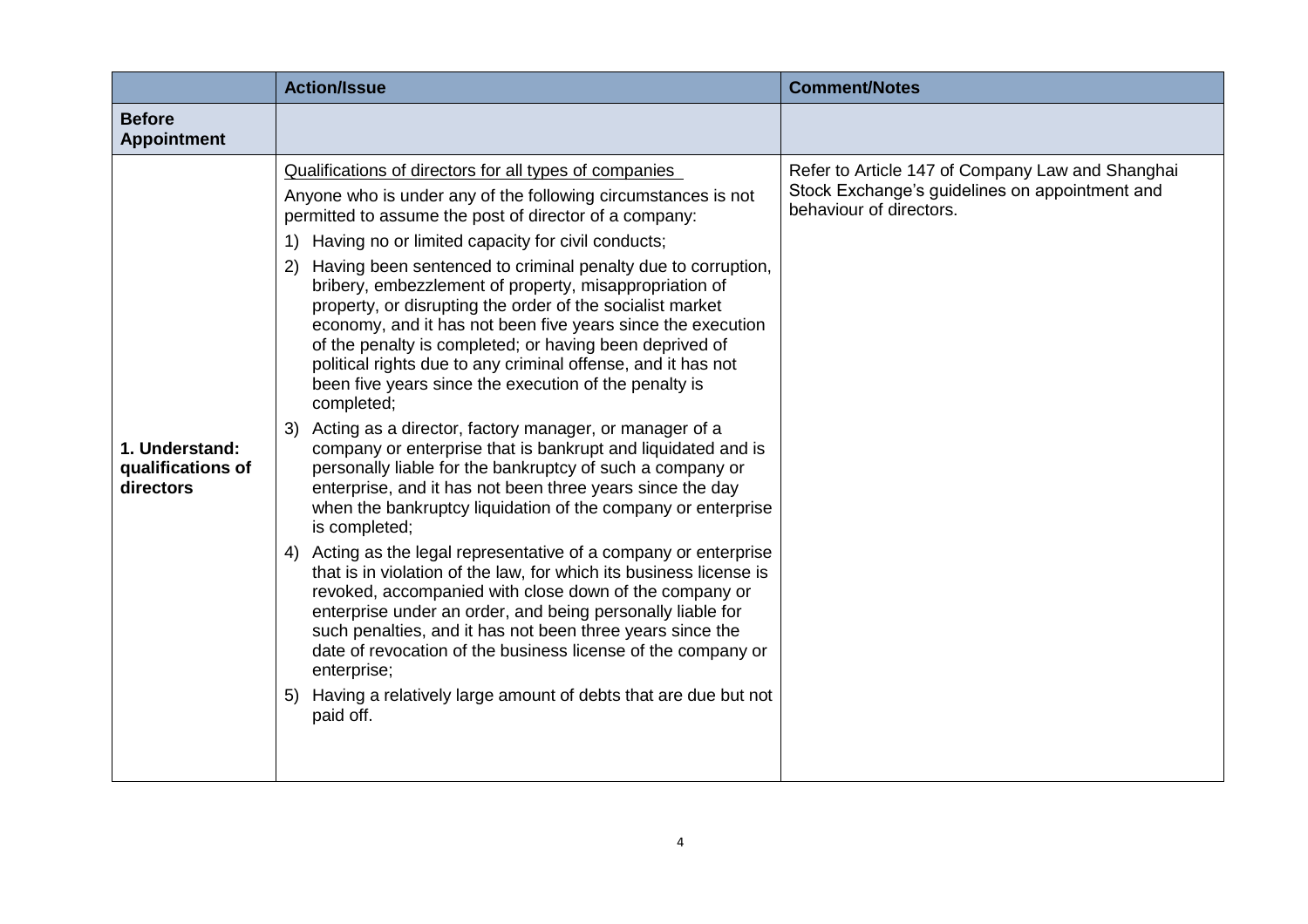|  | **Action/Issue** | **Comment/Notes** |
|---|---|---|
| **Before Appointment** |  |  |
| **1. Understand: qualifications of directors** | <u>Qualifications of directors for all types of companies</u><br>Anyone who is under any of the following circumstances is not permitted to assume the post of director of a company:<br>1) Having no or limited capacity for civil conducts;<br>2) Having been sentenced to criminal penalty due to corruption, bribery, embezzlement of property, misappropriation of property, or disrupting the order of the socialist market economy, and it has not been five years since the execution of the penalty is completed; or having been deprived of political rights due to any criminal offense, and it has not been five years since the execution of the penalty is completed;<br>3) Acting as a director, factory manager, or manager of a company or enterprise that is bankrupt and liquidated and is personally liable for the bankruptcy of such a company or enterprise, and it has not been three years since the day when the bankruptcy liquidation of the company or enterprise is completed;<br>4) Acting as the legal representative of a company or enterprise that is in violation of the law, for which its business license is revoked, accompanied with close down of the company or enterprise under an order, and being personally liable for such penalties, and it has not been three years since the date of revocation of the business license of the company or enterprise;<br>5) Having a relatively large amount of debts that are due but not paid off. | Refer to Article 147 of Company Law and Shanghai Stock Exchange's guidelines on appointment and behaviour of directors. |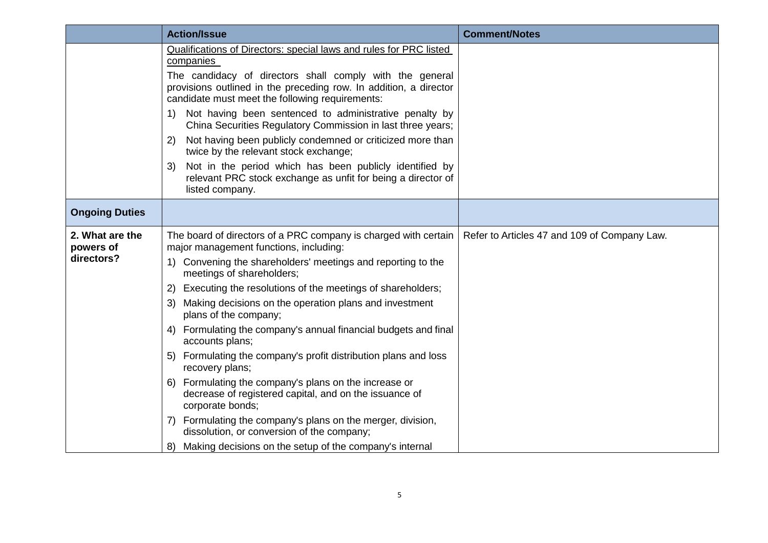|  | Action/Issue | Comment/Notes |
|---|---|---|
|  | <u>Qualifications of Directors: special laws and rules for PRC listed companies</u><br><br>The candidacy of directors shall comply with the general provisions outlined in the preceding row. In addition, a director candidate must meet the following requirements:<br><br>1) Not having been sentenced to administrative penalty by China Securities Regulatory Commission in last three years;<br>2) Not having been publicly condemned or criticized more than twice by the relevant stock exchange;<br>3) Not in the period which has been publicly identified by relevant PRC stock exchange as unfit for being a director of listed company. |  |
| **Ongoing Duties** |  |  |
| **2. What are the powers of directors?** | The board of directors of a PRC company is charged with certain major management functions, including:<br><br>1) Convening the shareholders' meetings and reporting to the meetings of shareholders;<br>2) Executing the resolutions of the meetings of shareholders;<br>3) Making decisions on the operation plans and investment plans of the company;<br>4) Formulating the company's annual financial budgets and final accounts plans;<br>5) Formulating the company's profit distribution plans and loss recovery plans;<br>6) Formulating the company's plans on the increase or decrease of registered capital, and on the issuance of corporate bonds;<br>7) Formulating the company's plans on the merger, division, dissolution, or conversion of the company;<br>8) Making decisions on the setup of the company's internal | Refer to Articles 47 and 109 of Company Law. |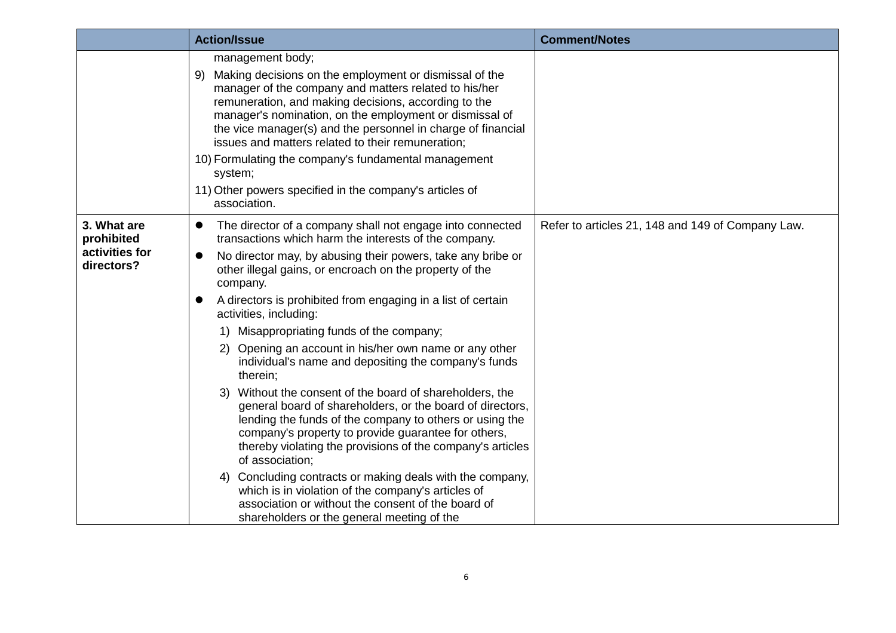| | Action/Issue | Comment/Notes |
|---|---|---|
| | management body;<br>9) Making decisions on the employment or dismissal of the manager of the company and matters related to his/her remuneration, and making decisions, according to the manager's nomination, on the employment or dismissal of the vice manager(s) and the personnel in charge of financial issues and matters related to their remuneration;<br>10) Formulating the company's fundamental management system;<br>11) Other powers specified in the company's articles of association. | |
| **3. What are prohibited activities for directors?** | • The director of a company shall not engage into connected transactions which harm the interests of the company.<br>• No director may, by abusing their powers, take any bribe or other illegal gains, or encroach on the property of the company.<br>• A directors is prohibited from engaging in a list of certain activities, including:<br>1) Misappropriating funds of the company;<br>2) Opening an account in his/her own name or any other individual's name and depositing the company's funds therein;<br>3) Without the consent of the board of shareholders, the general board of shareholders, or the board of directors, lending the funds of the company to others or using the company's property to provide guarantee for others, thereby violating the provisions of the company's articles of association;<br>4) Concluding contracts or making deals with the company, which is in violation of the company's articles of association or without the consent of the board of shareholders or the general meeting of the | Refer to articles 21, 148 and 149 of Company Law. |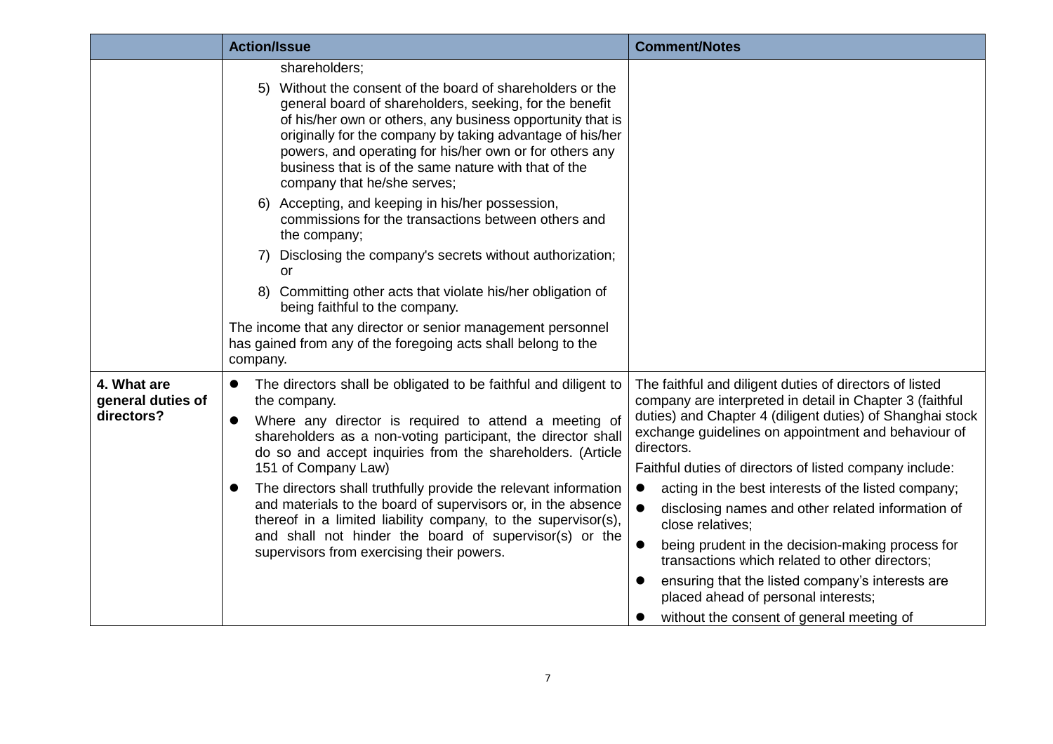| | Action/Issue | Comment/Notes |
|---|---|---|
| | shareholders;<br>5) Without the consent of the board of shareholders or the general board of shareholders, seeking, for the benefit of his/her own or others, any business opportunity that is originally for the company by taking advantage of his/her powers, and operating for his/her own or for others any business that is of the same nature with that of the company that he/she serves;<br>6) Accepting, and keeping in his/her possession, commissions for the transactions between others and the company;<br>7) Disclosing the company's secrets without authorization; or<br>8) Committing other acts that violate his/her obligation of being faithful to the company.<br>The income that any director or senior management personnel has gained from any of the foregoing acts shall belong to the company. | |
| **4. What are general duties of directors?** | • The directors shall be obligated to be faithful and diligent to the company.<br>• Where any director is required to attend a meeting of shareholders as a non-voting participant, the director shall do so and accept inquiries from the shareholders. (Article 151 of Company Law)<br>• The directors shall truthfully provide the relevant information and materials to the board of supervisors or, in the absence thereof in a limited liability company, to the supervisor(s), and shall not hinder the board of supervisor(s) or the supervisors from exercising their powers. | The faithful and diligent duties of directors of listed company are interpreted in detail in Chapter 3 (faithful duties) and Chapter 4 (diligent duties) of Shanghai stock exchange guidelines on appointment and behaviour of directors.<br>Faithful duties of directors of listed company include:<br>• acting in the best interests of the listed company;<br>• disclosing names and other related information of close relatives;<br>• being prudent in the decision-making process for transactions which related to other directors;<br>• ensuring that the listed company's interests are placed ahead of personal interests;<br>• without the consent of general meeting of |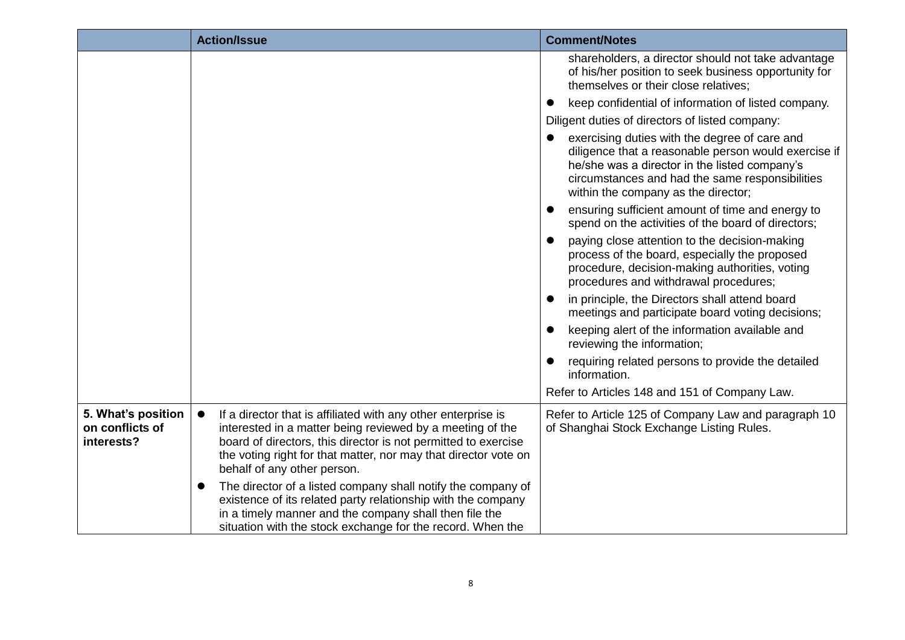| | Action/Issue | Comment/Notes |
|---|---|---|
| | | shareholders, a director should not take advantage of his/her position to seek business opportunity for themselves or their close relatives;<br>● keep confidential of information of listed company.<br>Diligent duties of directors of listed company:<br>● exercising duties with the degree of care and diligence that a reasonable person would exercise if he/she was a director in the listed company's circumstances and had the same responsibilities within the company as the director;<br>● ensuring sufficient amount of time and energy to spend on the activities of the board of directors;<br>● paying close attention to the decision-making process of the board, especially the proposed procedure, decision-making authorities, voting procedures and withdrawal procedures;<br>● in principle, the Directors shall attend board meetings and participate board voting decisions;<br>● keeping alert of the information available and reviewing the information;<br>● requiring related persons to provide the detailed information.<br>Refer to Articles 148 and 151 of Company Law. |
| **5. What's position on conflicts of interests?** | ● If a director that is affiliated with any other enterprise is interested in a matter being reviewed by a meeting of the board of directors, this director is not permitted to exercise the voting right for that matter, nor may that director vote on behalf of any other person.<br>● The director of a listed company shall notify the company of existence of its related party relationship with the company in a timely manner and the company shall then file the situation with the stock exchange for the record. When the | Refer to Article 125 of Company Law and paragraph 10 of Shanghai Stock Exchange Listing Rules. |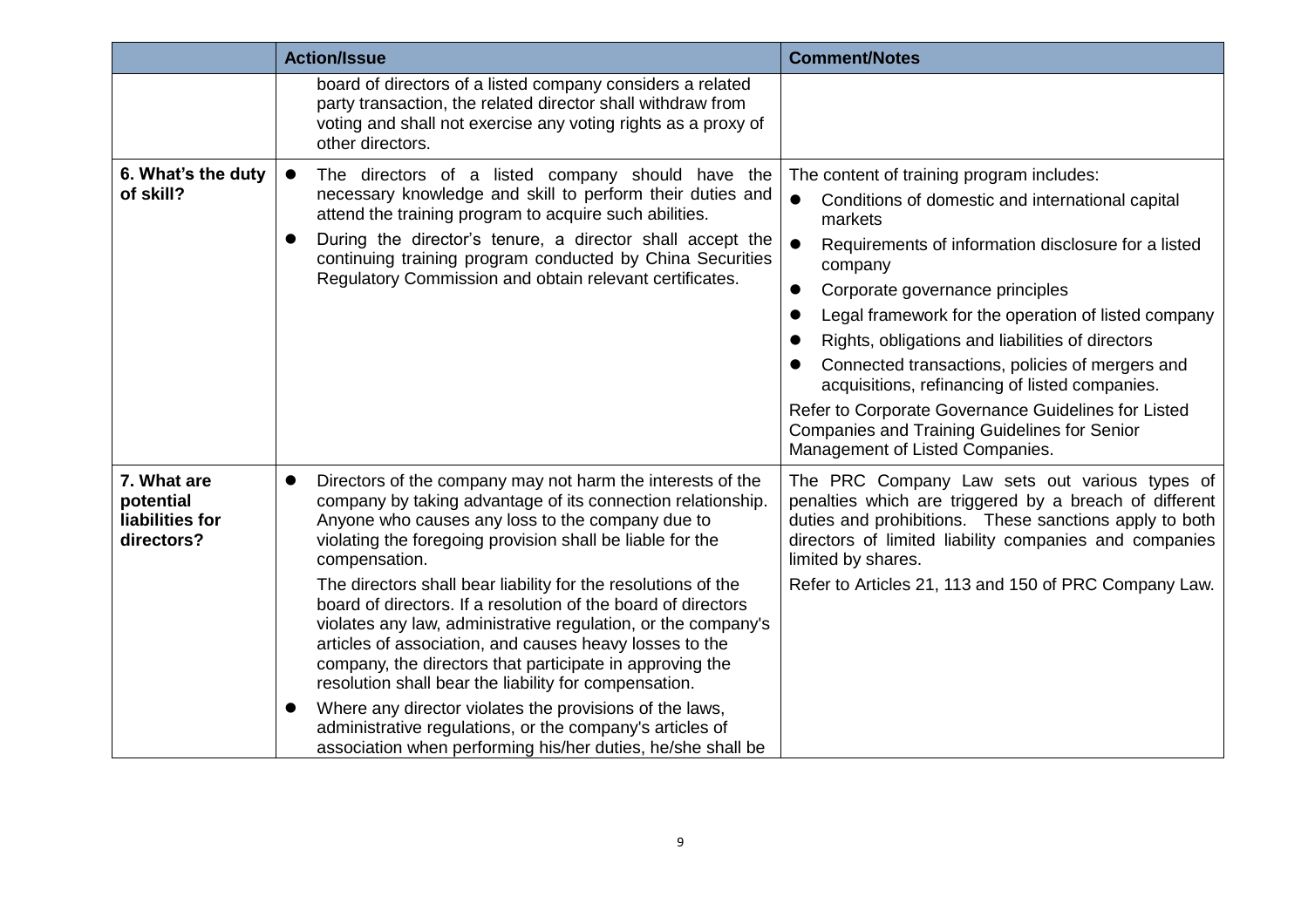| | Action/Issue | Comment/Notes |
|---|---|---|
| | board of directors of a listed company considers a related party transaction, the related director shall withdraw from voting and shall not exercise any voting rights as a proxy of other directors. | |
| **6. What's the duty of skill?** | • The directors of a listed company should have the necessary knowledge and skill to perform their duties and attend the training program to acquire such abilities.<br>• During the director's tenure, a director shall accept the continuing training program conducted by China Securities Regulatory Commission and obtain relevant certificates. | The content of training program includes:<br>• Conditions of domestic and international capital markets<br>• Requirements of information disclosure for a listed company<br>• Corporate governance principles<br>• Legal framework for the operation of listed company<br>• Rights, obligations and liabilities of directors<br>• Connected transactions, policies of mergers and acquisitions, refinancing of listed companies.<br><br>Refer to Corporate Governance Guidelines for Listed Companies and Training Guidelines for Senior Management of Listed Companies. |
| **7. What are potential liabilities for directors?** | • Directors of the company may not harm the interests of the company by taking advantage of its connection relationship. Anyone who causes any loss to the company due to violating the foregoing provision shall be liable for the compensation.<br><br>The directors shall bear liability for the resolutions of the board of directors. If a resolution of the board of directors violates any law, administrative regulation, or the company's articles of association, and causes heavy losses to the company, the directors that participate in approving the resolution shall bear the liability for compensation.<br>• Where any director violates the provisions of the laws, administrative regulations, or the company's articles of association when performing his/her duties, he/she shall be | The PRC Company Law sets out various types of penalties which are triggered by a breach of different duties and prohibitions. These sanctions apply to both directors of limited liability companies and companies limited by shares.<br><br>Refer to Articles 21, 113 and 150 of PRC Company Law. |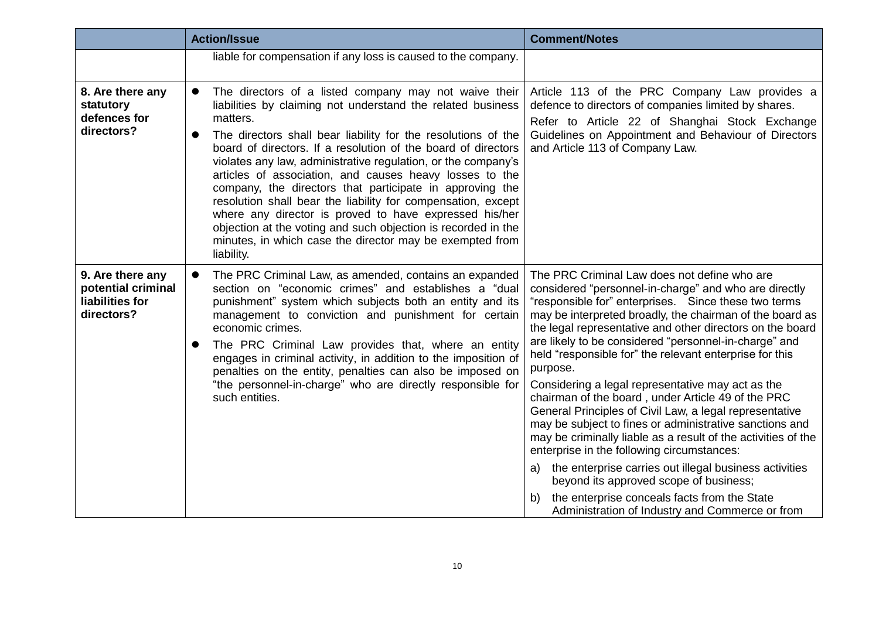| | Action/Issue | Comment/Notes |
|---|---|---|
| | liable for compensation if any loss is caused to the company. | |
| **8. Are there any statutory defences for directors?** | • The directors of a listed company may not waive their liabilities by claiming not understand the related business matters.<br>• The directors shall bear liability for the resolutions of the board of directors. If a resolution of the board of directors violates any law, administrative regulation, or the company's articles of association, and causes heavy losses to the company, the directors that participate in approving the resolution shall bear the liability for compensation, except where any director is proved to have expressed his/her objection at the voting and such objection is recorded in the minutes, in which case the director may be exempted from liability. | Article 113 of the PRC Company Law provides a defence to directors of companies limited by shares.<br>Refer to Article 22 of Shanghai Stock Exchange Guidelines on Appointment and Behaviour of Directors and Article 113 of Company Law. |
| **9. Are there any potential criminal liabilities for directors?** | • The PRC Criminal Law, as amended, contains an expanded section on "economic crimes" and establishes a "dual punishment" system which subjects both an entity and its management to conviction and punishment for certain economic crimes.<br>• The PRC Criminal Law provides that, where an entity engages in criminal activity, in addition to the imposition of penalties on the entity, penalties can also be imposed on "the personnel-in-charge" who are directly responsible for such entities. | The PRC Criminal Law does not define who are considered "personnel-in-charge" and who are directly "responsible for" enterprises. Since these two terms may be interpreted broadly, the chairman of the board as the legal representative and other directors on the board are likely to be considered "personnel-in-charge" and held "responsible for" the relevant enterprise for this purpose.<br>Considering a legal representative may act as the chairman of the board , under Article 49 of the PRC General Principles of Civil Law, a legal representative may be subject to fines or administrative sanctions and may be criminally liable as a result of the activities of the enterprise in the following circumstances:<br>a) the enterprise carries out illegal business activities beyond its approved scope of business;<br>b) the enterprise conceals facts from the State Administration of Industry and Commerce or from |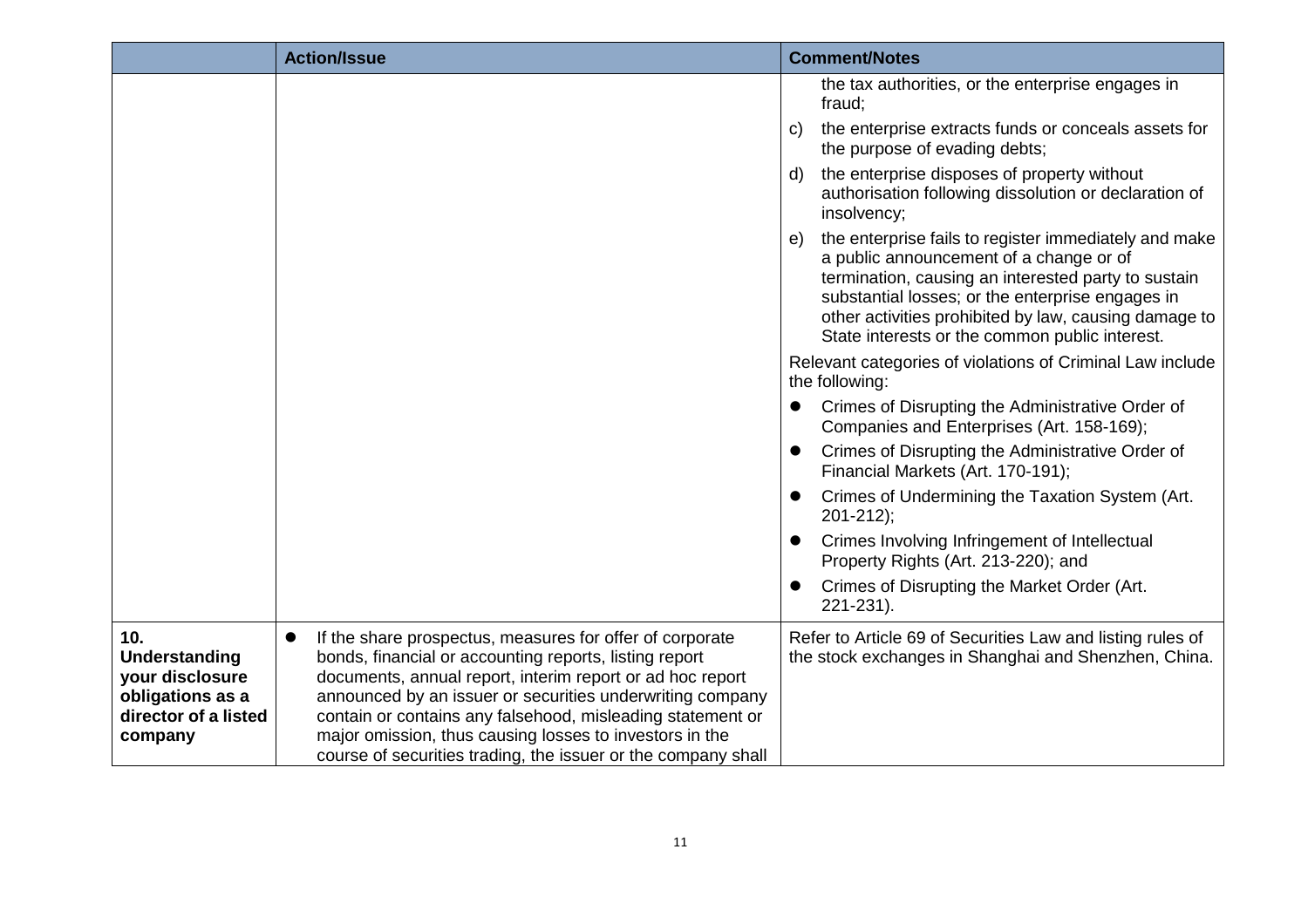| | Action/Issue | Comment/Notes |
|---|---|---|
| | | the tax authorities, or the enterprise engages in fraud;<br>c) the enterprise extracts funds or conceals assets for the purpose of evading debts;<br>d) the enterprise disposes of property without authorisation following dissolution or declaration of insolvency;<br>e) the enterprise fails to register immediately and make a public announcement of a change or of termination, causing an interested party to sustain substantial losses; or the enterprise engages in other activities prohibited by law, causing damage to State interests or the common public interest.<br><br>Relevant categories of violations of Criminal Law include the following:<br>• Crimes of Disrupting the Administrative Order of Companies and Enterprises (Art. 158-169);<br>• Crimes of Disrupting the Administrative Order of Financial Markets (Art. 170-191);<br>• Crimes of Undermining the Taxation System (Art. 201-212);<br>• Crimes Involving Infringement of Intellectual Property Rights (Art. 213-220); and<br>• Crimes of Disrupting the Market Order (Art. 221-231). |
| **10. Understanding your disclosure obligations as a director of a listed company** | • If the share prospectus, measures for offer of corporate bonds, financial or accounting reports, listing report documents, annual report, interim report or ad hoc report announced by an issuer or securities underwriting company contain or contains any falsehood, misleading statement or major omission, thus causing losses to investors in the course of securities trading, the issuer or the company shall | Refer to Article 69 of Securities Law and listing rules of the stock exchanges in Shanghai and Shenzhen, China. |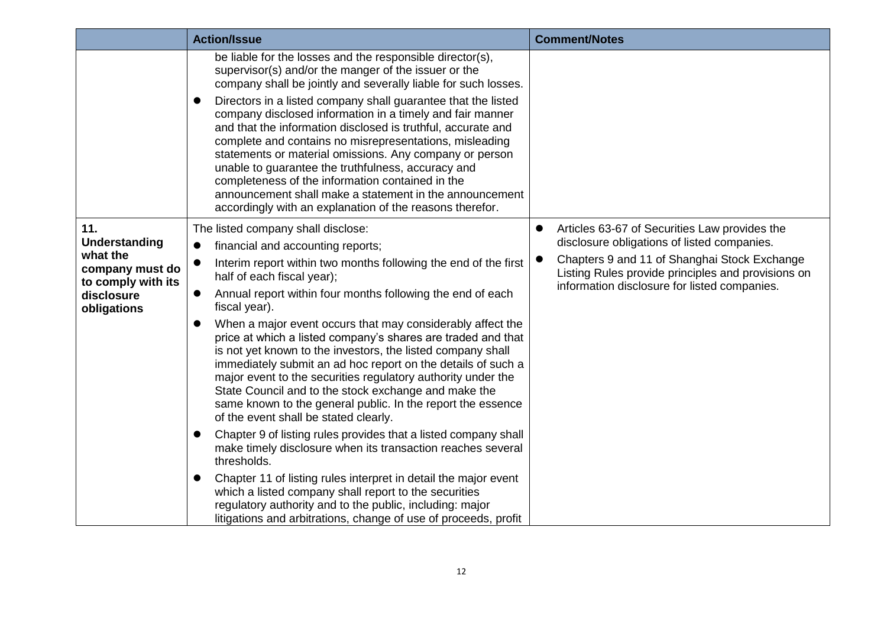| | Action/Issue | Comment/Notes |
|---|---|---|
| | be liable for the losses and the responsible director(s), supervisor(s) and/or the manger of the issuer or the company shall be jointly and severally liable for such losses.<br>● Directors in a listed company shall guarantee that the listed company disclosed information in a timely and fair manner and that the information disclosed is truthful, accurate and complete and contains no misrepresentations, misleading statements or material omissions. Any company or person unable to guarantee the truthfulness, accuracy and completeness of the information contained in the announcement shall make a statement in the announcement accordingly with an explanation of the reasons therefor. | |
| **11. Understanding what the company must do to comply with its disclosure obligations** | The listed company shall disclose:<br>● financial and accounting reports;<br>● Interim report within two months following the end of the first half of each fiscal year);<br>● Annual report within four months following the end of each fiscal year).<br>● When a major event occurs that may considerably affect the price at which a listed company's shares are traded and that is not yet known to the investors, the listed company shall immediately submit an ad hoc report on the details of such a major event to the securities regulatory authority under the State Council and to the stock exchange and make the same known to the general public. In the report the essence of the event shall be stated clearly.<br>● Chapter 9 of listing rules provides that a listed company shall make timely disclosure when its transaction reaches several thresholds.<br>● Chapter 11 of listing rules interpret in detail the major event which a listed company shall report to the securities regulatory authority and to the public, including: major litigations and arbitrations, change of use of proceeds, profit | ● Articles 63-67 of Securities Law provides the disclosure obligations of listed companies.<br>● Chapters 9 and 11 of Shanghai Stock Exchange Listing Rules provide principles and provisions on information disclosure for listed companies. |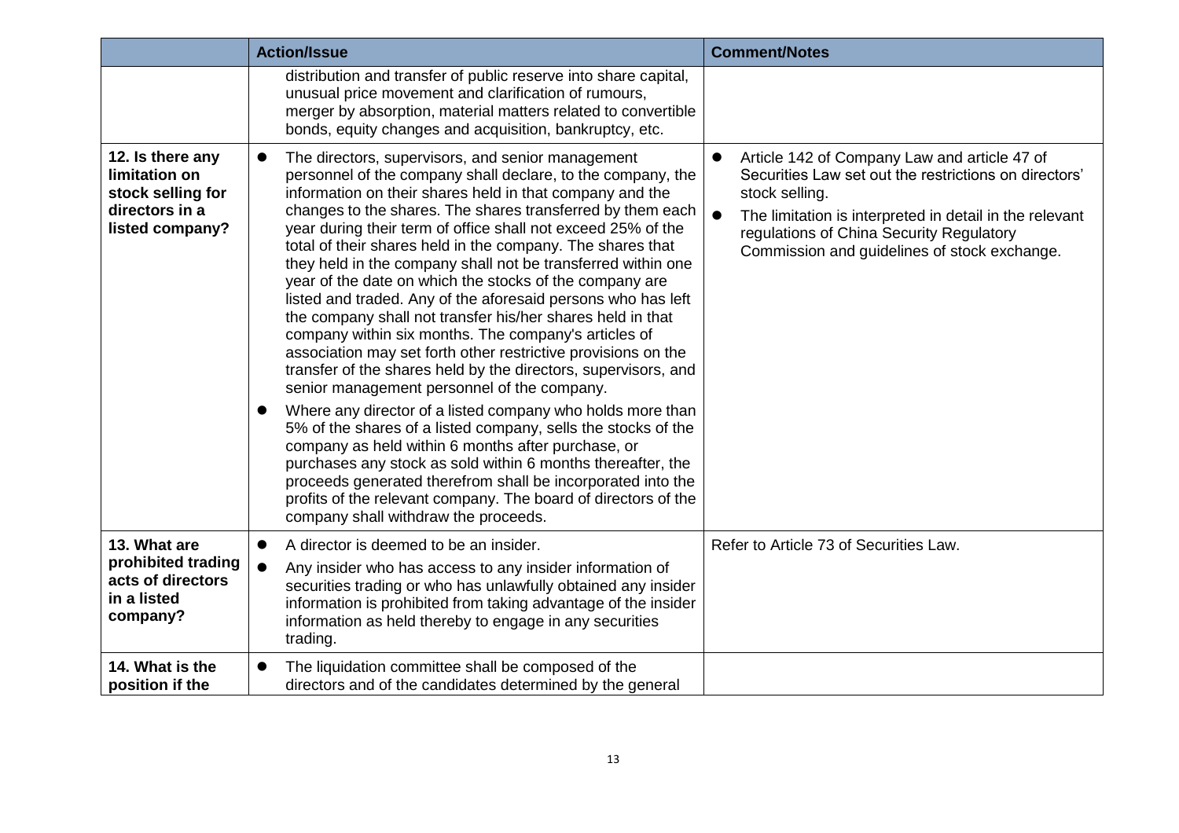| | Action/Issue | Comment/Notes |
|---|---|---|
| | distribution and transfer of public reserve into share capital, unusual price movement and clarification of rumours, merger by absorption, material matters related to convertible bonds, equity changes and acquisition, bankruptcy, etc. | |
| **12. Is there any limitation on stock selling for directors in a listed company?** | • The directors, supervisors, and senior management personnel of the company shall declare, to the company, the information on their shares held in that company and the changes to the shares. The shares transferred by them each year during their term of office shall not exceed 25% of the total of their shares held in the company. The shares that they held in the company shall not be transferred within one year of the date on which the stocks of the company are listed and traded. Any of the aforesaid persons who has left the company shall not transfer his/her shares held in that company within six months. The company's articles of association may set forth other restrictive provisions on the transfer of the shares held by the directors, supervisors, and senior management personnel of the company.<br>• Where any director of a listed company who holds more than 5% of the shares of a listed company, sells the stocks of the company as held within 6 months after purchase, or purchases any stock as sold within 6 months thereafter, the proceeds generated therefrom shall be incorporated into the profits of the relevant company. The board of directors of the company shall withdraw the proceeds. | • Article 142 of Company Law and article 47 of Securities Law set out the restrictions on directors' stock selling.<br>• The limitation is interpreted in detail in the relevant regulations of China Security Regulatory Commission and guidelines of stock exchange. |
| **13. What are prohibited trading acts of directors in a listed company?** | • A director is deemed to be an insider.<br>• Any insider who has access to any insider information of securities trading or who has unlawfully obtained any insider information is prohibited from taking advantage of the insider information as held thereby to engage in any securities trading. | Refer to Article 73 of Securities Law. |
| **14. What is the position if the** | • The liquidation committee shall be composed of the directors and of the candidates determined by the general | |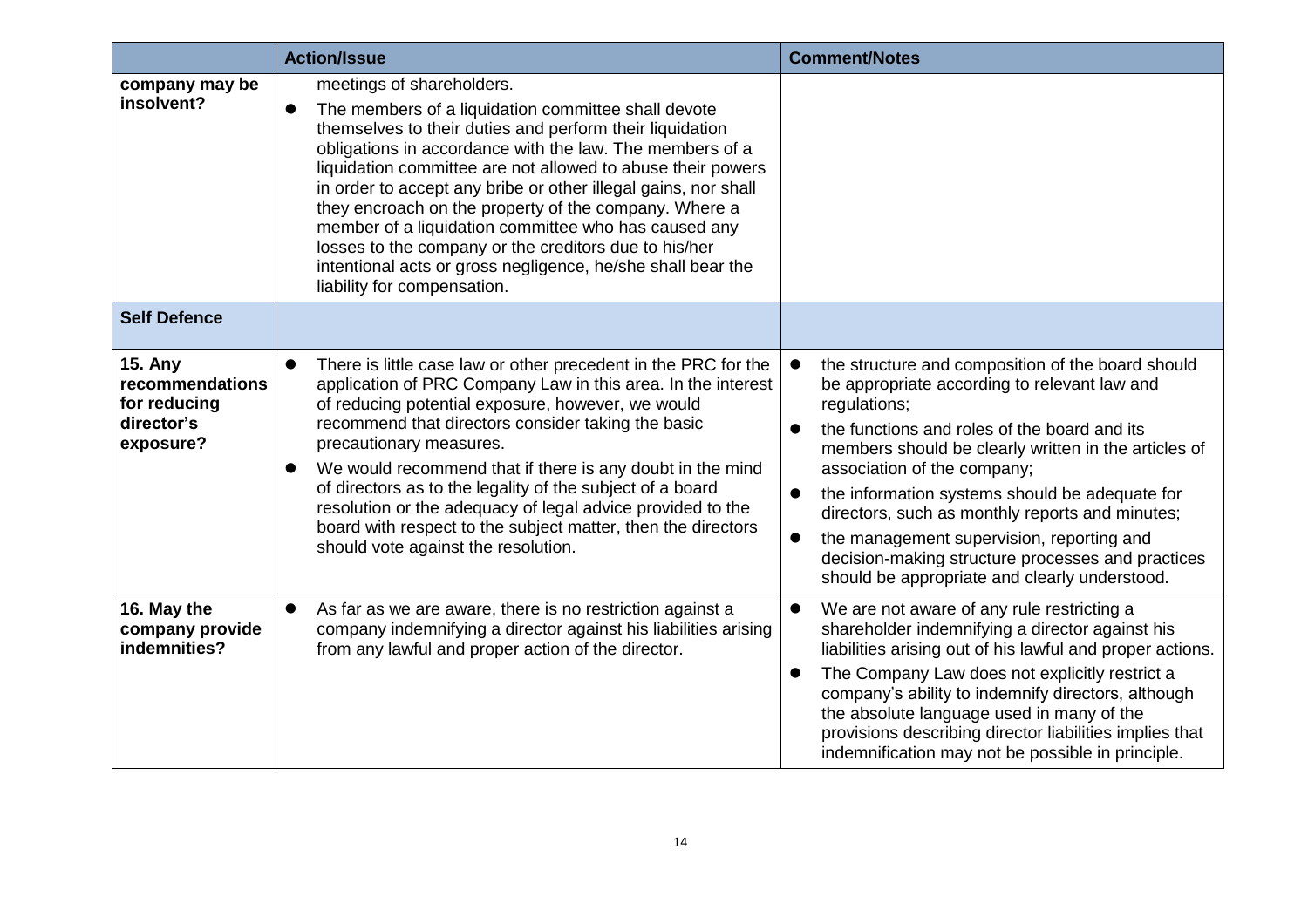| | Action/Issue | Comment/Notes |
|---|---|---|
| **company may be insolvent?** | meetings of shareholders.<br>● The members of a liquidation committee shall devote themselves to their duties and perform their liquidation obligations in accordance with the law. The members of a liquidation committee are not allowed to abuse their powers in order to accept any bribe or other illegal gains, nor shall they encroach on the property of the company. Where a member of a liquidation committee who has caused any losses to the company or the creditors due to his/her intentional acts or gross negligence, he/she shall bear the liability for compensation. | |
| **Self Defence** | | |
| **15. Any recommendations for reducing director's exposure?** | ● There is little case law or other precedent in the PRC for the application of PRC Company Law in this area. In the interest of reducing potential exposure, however, we would recommend that directors consider taking the basic precautionary measures.<br>● We would recommend that if there is any doubt in the mind of directors as to the legality of the subject of a board resolution or the adequacy of legal advice provided to the board with respect to the subject matter, then the directors should vote against the resolution. | ● the structure and composition of the board should be appropriate according to relevant law and regulations;<br>● the functions and roles of the board and its members should be clearly written in the articles of association of the company;<br>● the information systems should be adequate for directors, such as monthly reports and minutes;<br>● the management supervision, reporting and decision-making structure processes and practices should be appropriate and clearly understood. |
| **16. May the company provide indemnities?** | ● As far as we are aware, there is no restriction against a company indemnifying a director against his liabilities arising from any lawful and proper action of the director. | ● We are not aware of any rule restricting a shareholder indemnifying a director against his liabilities arising out of his lawful and proper actions.<br>● The Company Law does not explicitly restrict a company's ability to indemnify directors, although the absolute language used in many of the provisions describing director liabilities implies that indemnification may not be possible in principle. |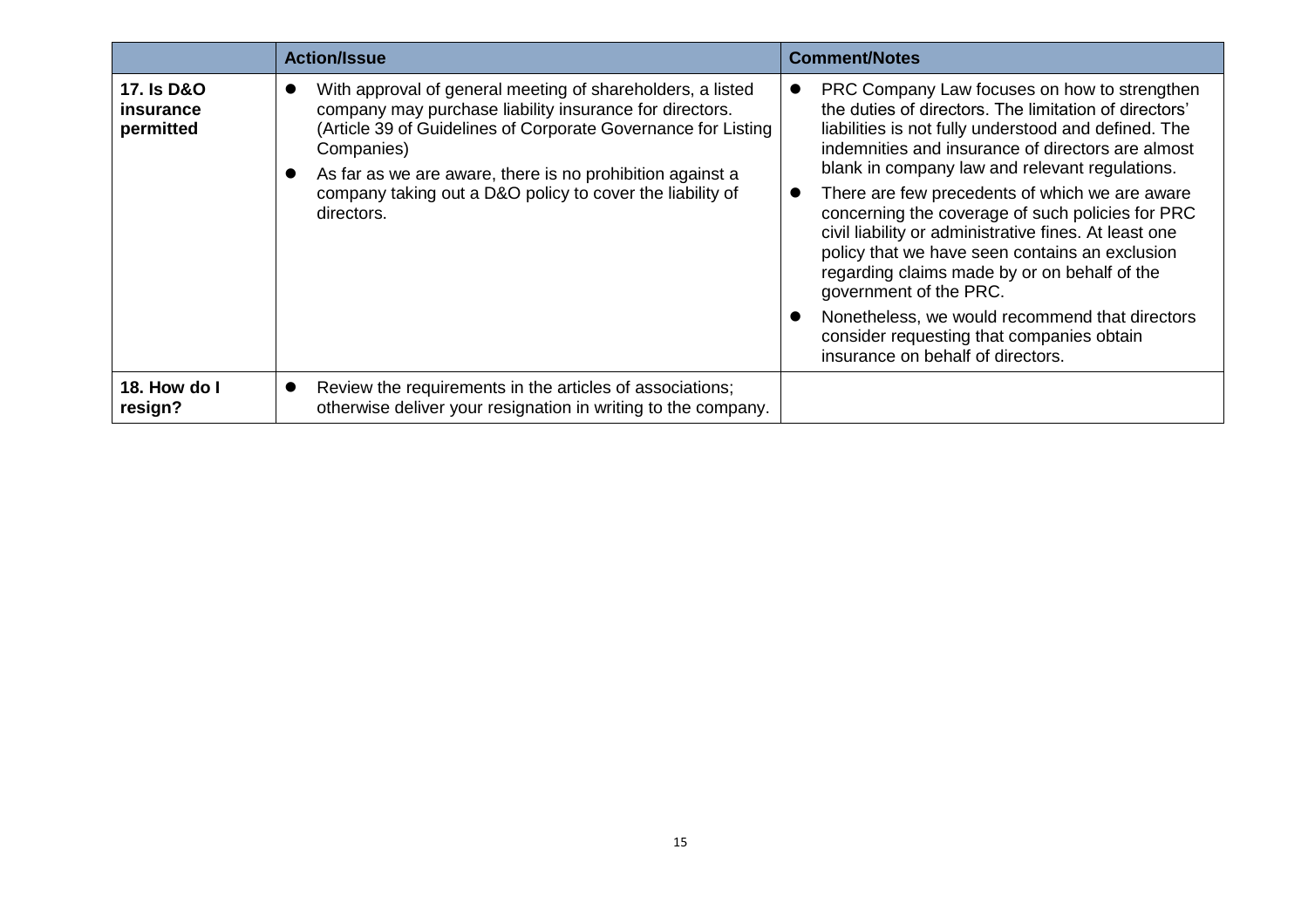| | Action/Issue | Comment/Notes |
|---|---|---|
| **17. Is D&O insurance permitted** | • With approval of general meeting of shareholders, a listed company may purchase liability insurance for directors. (Article 39 of Guidelines of Corporate Governance for Listing Companies)<br>• As far as we are aware, there is no prohibition against a company taking out a D&O policy to cover the liability of directors. | • PRC Company Law focuses on how to strengthen the duties of directors. The limitation of directors' liabilities is not fully understood and defined. The indemnities and insurance of directors are almost blank in company law and relevant regulations.<br>• There are few precedents of which we are aware concerning the coverage of such policies for PRC civil liability or administrative fines. At least one policy that we have seen contains an exclusion regarding claims made by or on behalf of the government of the PRC.<br>• Nonetheless, we would recommend that directors consider requesting that companies obtain insurance on behalf of directors. |
| **18. How do I resign?** | • Review the requirements in the articles of associations; otherwise deliver your resignation in writing to the company. | |